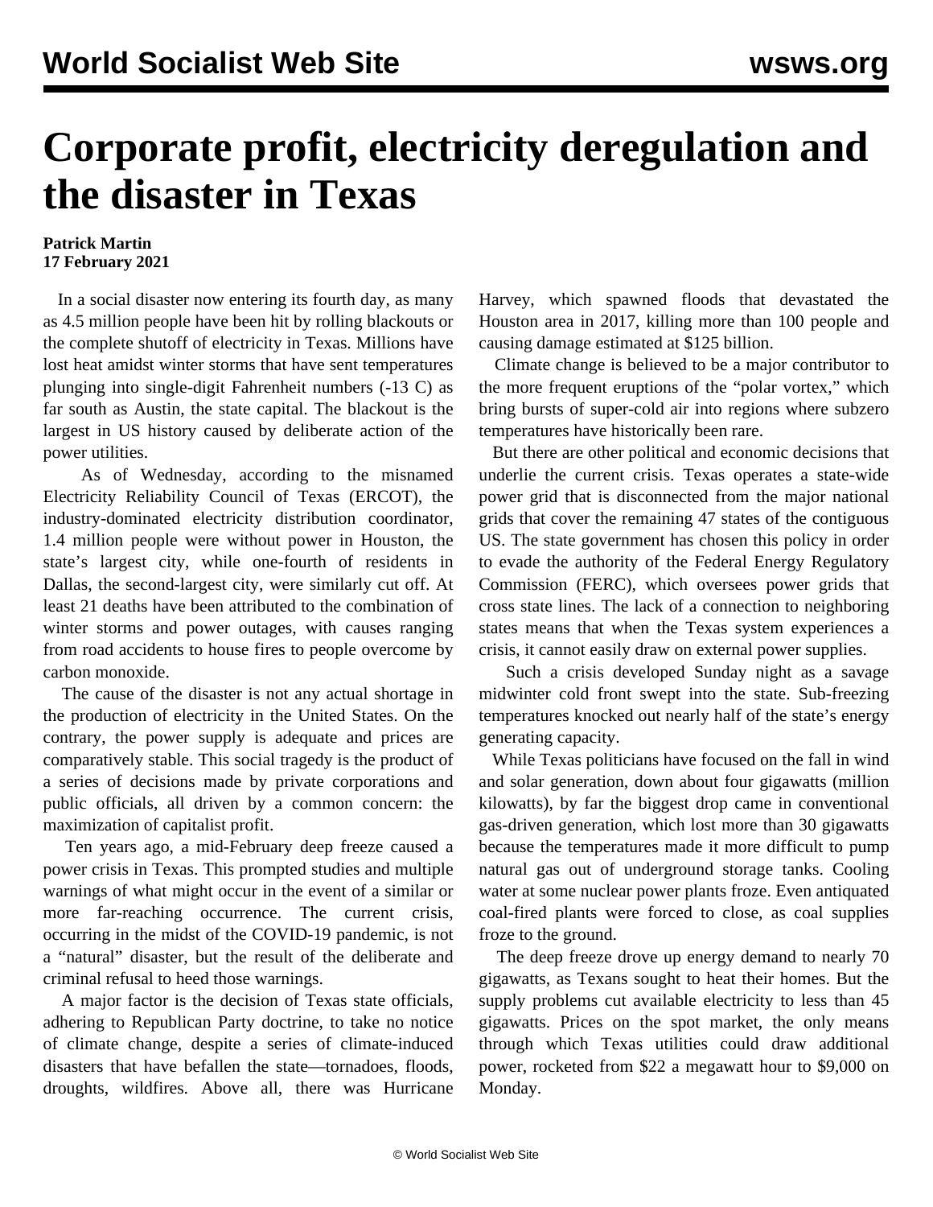# Corporate profit, electricity deregulation and the disaster in Texas

**Patrick Martin**
**17 February 2021**

In a social disaster now entering its fourth day, as many as 4.5 million people have been hit by rolling blackouts or the complete shutoff of electricity in Texas. Millions have lost heat amidst winter storms that have sent temperatures plunging into single-digit Fahrenheit numbers (-13 C) as far south as Austin, the state capital. The blackout is the largest in US history caused by deliberate action of the power utilities.

As of Wednesday, according to the misnamed Electricity Reliability Council of Texas (ERCOT), the industry-dominated electricity distribution coordinator, 1.4 million people were without power in Houston, the state's largest city, while one-fourth of residents in Dallas, the second-largest city, were similarly cut off. At least 21 deaths have been attributed to the combination of winter storms and power outages, with causes ranging from road accidents to house fires to people overcome by carbon monoxide.

The cause of the disaster is not any actual shortage in the production of electricity in the United States. On the contrary, the power supply is adequate and prices are comparatively stable. This social tragedy is the product of a series of decisions made by private corporations and public officials, all driven by a common concern: the maximization of capitalist profit.

Ten years ago, a mid-February deep freeze caused a power crisis in Texas. This prompted studies and multiple warnings of what might occur in the event of a similar or more far-reaching occurrence. The current crisis, occurring in the midst of the COVID-19 pandemic, is not a "natural" disaster, but the result of the deliberate and criminal refusal to heed those warnings.

A major factor is the decision of Texas state officials, adhering to Republican Party doctrine, to take no notice of climate change, despite a series of climate-induced disasters that have befallen the state—tornadoes, floods, droughts, wildfires. Above all, there was Hurricane Harvey, which spawned floods that devastated the Houston area in 2017, killing more than 100 people and causing damage estimated at $125 billion.

Climate change is believed to be a major contributor to the more frequent eruptions of the "polar vortex," which bring bursts of super-cold air into regions where subzero temperatures have historically been rare.

But there are other political and economic decisions that underlie the current crisis. Texas operates a state-wide power grid that is disconnected from the major national grids that cover the remaining 47 states of the contiguous US. The state government has chosen this policy in order to evade the authority of the Federal Energy Regulatory Commission (FERC), which oversees power grids that cross state lines. The lack of a connection to neighboring states means that when the Texas system experiences a crisis, it cannot easily draw on external power supplies.

Such a crisis developed Sunday night as a savage midwinter cold front swept into the state. Sub-freezing temperatures knocked out nearly half of the state's energy generating capacity.

While Texas politicians have focused on the fall in wind and solar generation, down about four gigawatts (million kilowatts), by far the biggest drop came in conventional gas-driven generation, which lost more than 30 gigawatts because the temperatures made it more difficult to pump natural gas out of underground storage tanks. Cooling water at some nuclear power plants froze. Even antiquated coal-fired plants were forced to close, as coal supplies froze to the ground.

The deep freeze drove up energy demand to nearly 70 gigawatts, as Texans sought to heat their homes. But the supply problems cut available electricity to less than 45 gigawatts. Prices on the spot market, the only means through which Texas utilities could draw additional power, rocketed from $22 a megawatt hour to $9,000 on Monday.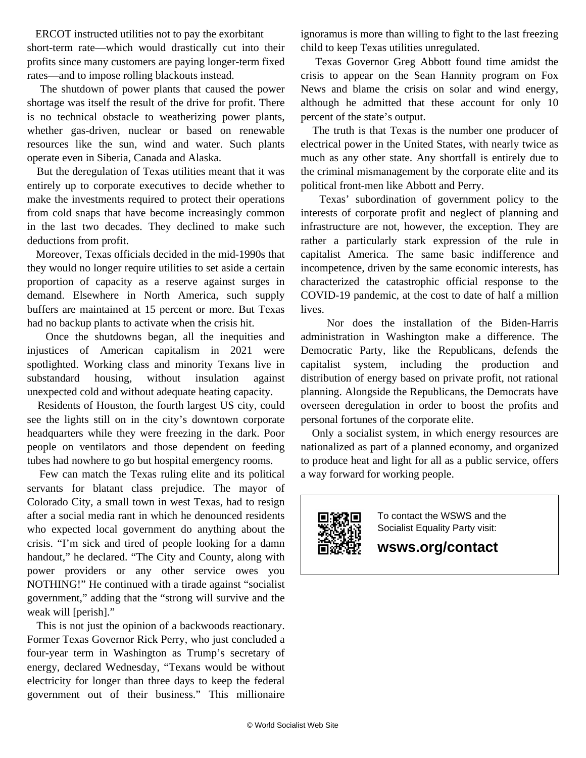ERCOT instructed utilities not to pay the exorbitant short-term rate—which would drastically cut into their profits since many customers are paying longer-term fixed rates—and to impose rolling blackouts instead.

The shutdown of power plants that caused the power shortage was itself the result of the drive for profit. There is no technical obstacle to weatherizing power plants, whether gas-driven, nuclear or based on renewable resources like the sun, wind and water. Such plants operate even in Siberia, Canada and Alaska.

But the deregulation of Texas utilities meant that it was entirely up to corporate executives to decide whether to make the investments required to protect their operations from cold snaps that have become increasingly common in the last two decades. They declined to make such deductions from profit.

Moreover, Texas officials decided in the mid-1990s that they would no longer require utilities to set aside a certain proportion of capacity as a reserve against surges in demand. Elsewhere in North America, such supply buffers are maintained at 15 percent or more. But Texas had no backup plants to activate when the crisis hit.

Once the shutdowns began, all the inequities and injustices of American capitalism in 2021 were spotlighted. Working class and minority Texans live in substandard housing, without insulation against unexpected cold and without adequate heating capacity.

Residents of Houston, the fourth largest US city, could see the lights still on in the city's downtown corporate headquarters while they were freezing in the dark. Poor people on ventilators and those dependent on feeding tubes had nowhere to go but hospital emergency rooms.

Few can match the Texas ruling elite and its political servants for blatant class prejudice. The mayor of Colorado City, a small town in west Texas, had to resign after a social media rant in which he denounced residents who expected local government do anything about the crisis. "I'm sick and tired of people looking for a damn handout," he declared. "The City and County, along with power providers or any other service owes you NOTHING!" He continued with a tirade against "socialist government," adding that the "strong will survive and the weak will [perish]."

This is not just the opinion of a backwoods reactionary. Former Texas Governor Rick Perry, who just concluded a four-year term in Washington as Trump's secretary of energy, declared Wednesday, "Texans would be without electricity for longer than three days to keep the federal government out of their business." This millionaire ignoramus is more than willing to fight to the last freezing child to keep Texas utilities unregulated.

Texas Governor Greg Abbott found time amidst the crisis to appear on the Sean Hannity program on Fox News and blame the crisis on solar and wind energy, although he admitted that these account for only 10 percent of the state's output.

The truth is that Texas is the number one producer of electrical power in the United States, with nearly twice as much as any other state. Any shortfall is entirely due to the criminal mismanagement by the corporate elite and its political front-men like Abbott and Perry.

Texas' subordination of government policy to the interests of corporate profit and neglect of planning and infrastructure are not, however, the exception. They are rather a particularly stark expression of the rule in capitalist America. The same basic indifference and incompetence, driven by the same economic interests, has characterized the catastrophic official response to the COVID-19 pandemic, at the cost to date of half a million lives.

Nor does the installation of the Biden-Harris administration in Washington make a difference. The Democratic Party, like the Republicans, defends the capitalist system, including the production and distribution of energy based on private profit, not rational planning. Alongside the Republicans, the Democrats have overseen deregulation in order to boost the profits and personal fortunes of the corporate elite.

Only a socialist system, in which energy resources are nationalized as part of a planned economy, and organized to produce heat and light for all as a public service, offers a way forward for working people.

To contact the WSWS and the Socialist Equality Party visit:

**wsws.org/contact**